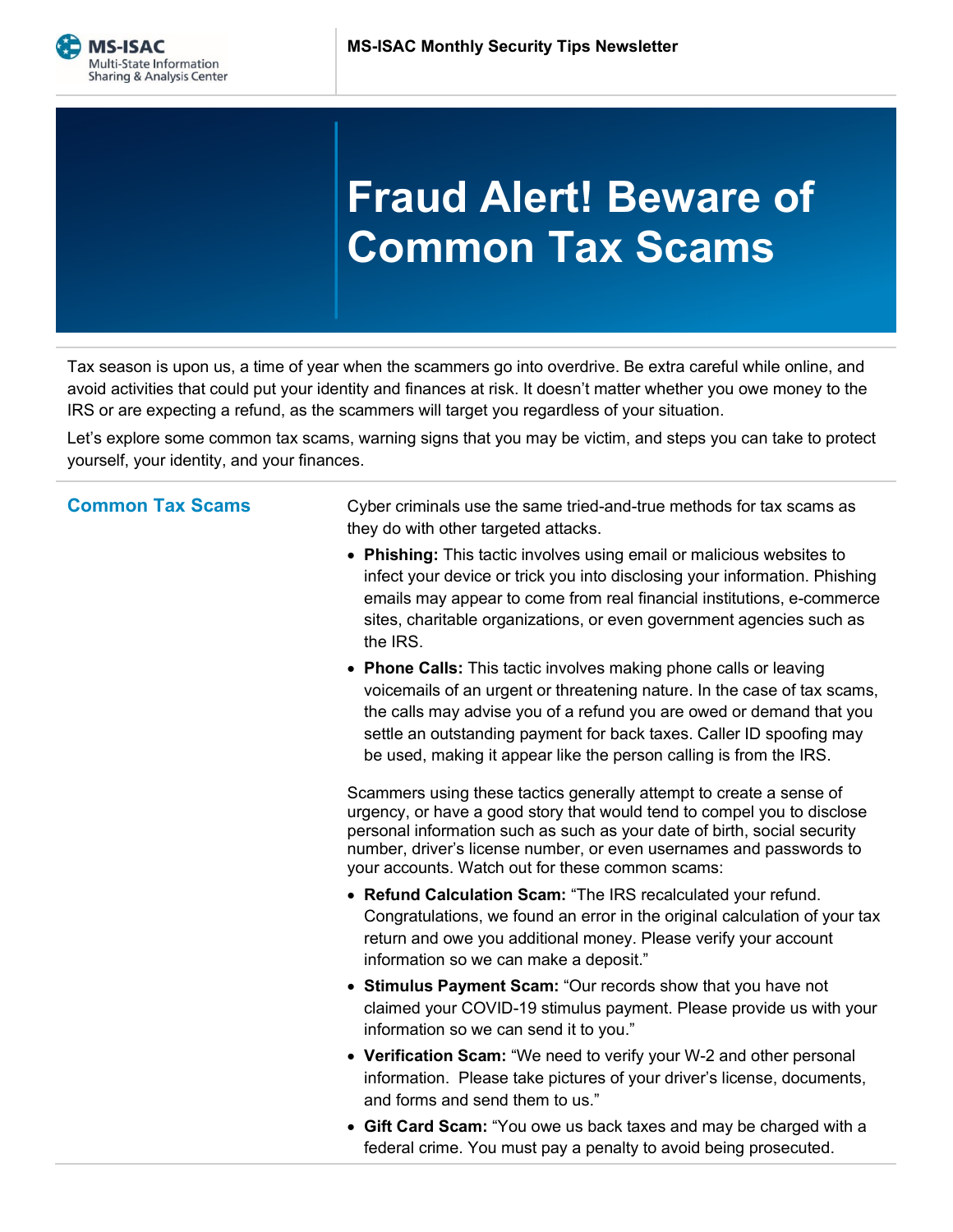# Fraud Alert! Beware of Common Tax Scams

Tax season is upon us, a time of year when the scammers go into overdrive. Be extra careful while online, and avoid activities that could put your identity and finances at risk. It doesn't matter whether you owe money to the IRS or are expecting a refund, as the scammers will target you regardless of your situation.

Let's explore some common tax scams, warning signs that you may be victim, and steps you can take to protect yourself, your identity, and your finances.

## Common Tax Scams

Cyber criminals use the same tried-and-true methods for tax scams as they do with other targeted attacks.

- **Phishing:** This tactic involves using email or malicious websites to infect your device or trick you into disclosing your information. Phishing emails may appear to come from real financial institutions, e-commerce sites, charitable organizations, or even government agencies such as the IRS.
- **Phone Calls:** This tactic involves making phone calls or leaving voicemails of an urgent or threatening nature. In the case of tax scams, the calls may advise you of a refund you are owed or demand that you settle an outstanding payment for back taxes. Caller ID spoofing may be used, making it appear like the person calling is from the IRS.

Scammers using these tactics generally attempt to create a sense of urgency, or have a good story that would tend to compel you to disclose personal information such as such as your date of birth, social security number, driver's license number, or even usernames and passwords to your accounts. Watch out for these common scams:

- **Refund Calculation Scam:** "The IRS recalculated your refund. Congratulations, we found an error in the original calculation of your tax return and owe you additional money. Please verify your account information so we can make a deposit."
- **Stimulus Payment Scam:** "Our records show that you have not claimed your COVID-19 stimulus payment. Please provide us with your information so we can send it to you."
- **Verification Scam:** "We need to verify your W-2 and other personal information. Please take pictures of your driver's license, documents, and forms and send them to us."
- **Gift Card Scam:** "You owe us back taxes and may be charged with a federal crime. You must pay a penalty to avoid being prosecuted.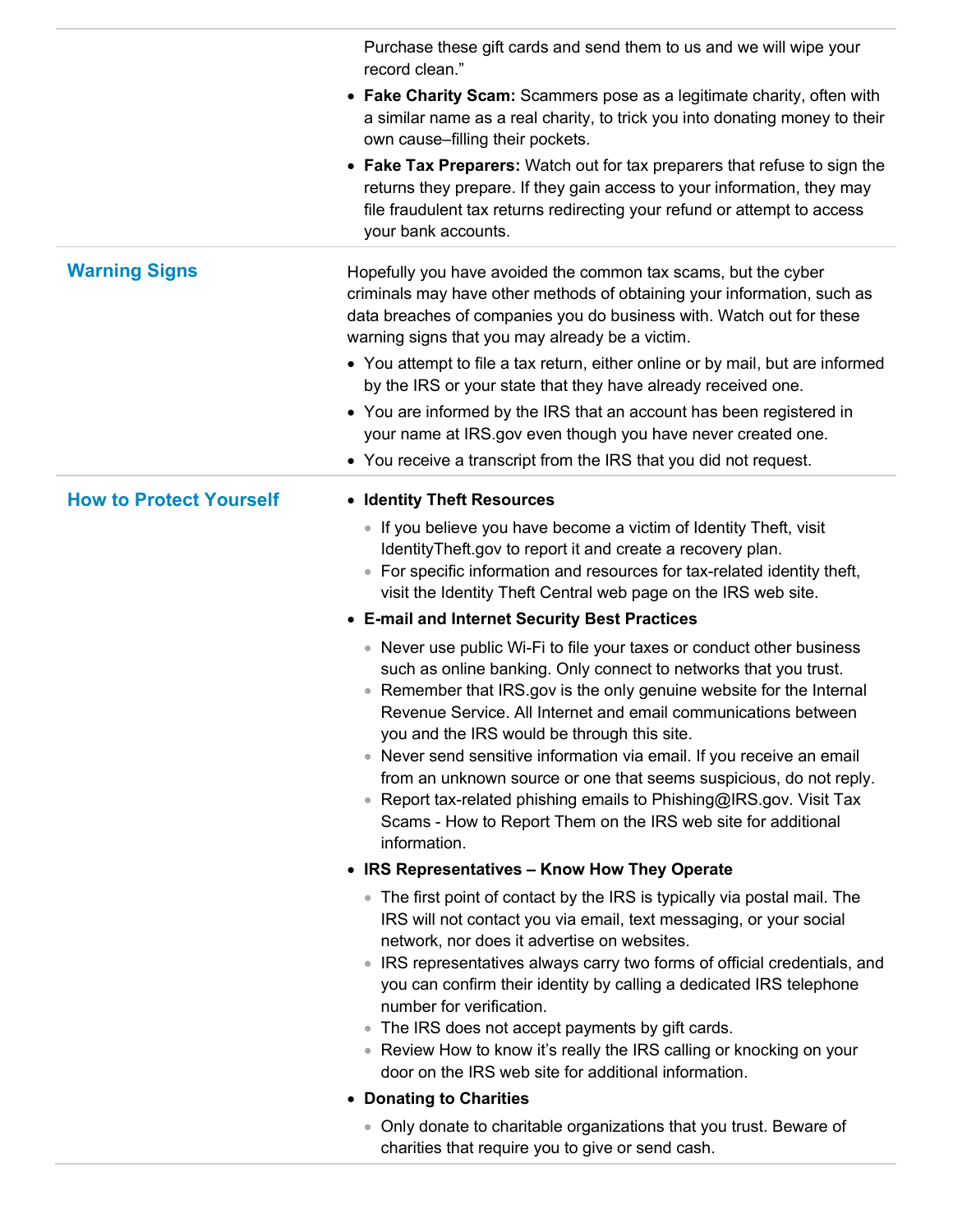Purchase these gift cards and send them to us and we will wipe your record clean."

- **Fake Charity Scam:** Scammers pose as a legitimate charity, often with a similar name as a real charity, to trick you into donating money to their own cause–filling their pockets.
- **Fake Tax Preparers:** Watch out for tax preparers that refuse to sign the returns they prepare. If they gain access to your information, they may file fraudulent tax returns redirecting your refund or attempt to access your bank accounts.

## Warning Signs

Hopefully you have avoided the common tax scams, but the cyber criminals may have other methods of obtaining your information, such as data breaches of companies you do business with. Watch out for these warning signs that you may already be a victim.

- You attempt to file a tax return, either online or by mail, but are informed by the IRS or your state that they have already received one.
- You are informed by the IRS that an account has been registered in your name at IRS.gov even though you have never created one.
- You receive a transcript from the IRS that you did not request.

## How to Protect Yourself

- **Identity Theft Resources**
  - If you believe you have become a victim of Identity Theft, visit IdentityTheft.gov to report it and create a recovery plan.
  - For specific information and resources for tax-related identity theft, visit the Identity Theft Central web page on the IRS web site.
- **E-mail and Internet Security Best Practices**
  - Never use public Wi-Fi to file your taxes or conduct other business such as online banking. Only connect to networks that you trust.
  - Remember that IRS.gov is the only genuine website for the Internal Revenue Service. All Internet and email communications between you and the IRS would be through this site.
  - Never send sensitive information via email. If you receive an email from an unknown source or one that seems suspicious, do not reply.
  - Report tax-related phishing emails to Phishing@IRS.gov. Visit Tax Scams - How to Report Them on the IRS web site for additional information.
- **IRS Representatives – Know How They Operate**
  - The first point of contact by the IRS is typically via postal mail. The IRS will not contact you via email, text messaging, or your social network, nor does it advertise on websites.
  - IRS representatives always carry two forms of official credentials, and you can confirm their identity by calling a dedicated IRS telephone number for verification.
  - The IRS does not accept payments by gift cards.
  - Review How to know it's really the IRS calling or knocking on your door on the IRS web site for additional information.
- **Donating to Charities**
  - Only donate to charitable organizations that you trust. Beware of charities that require you to give or send cash.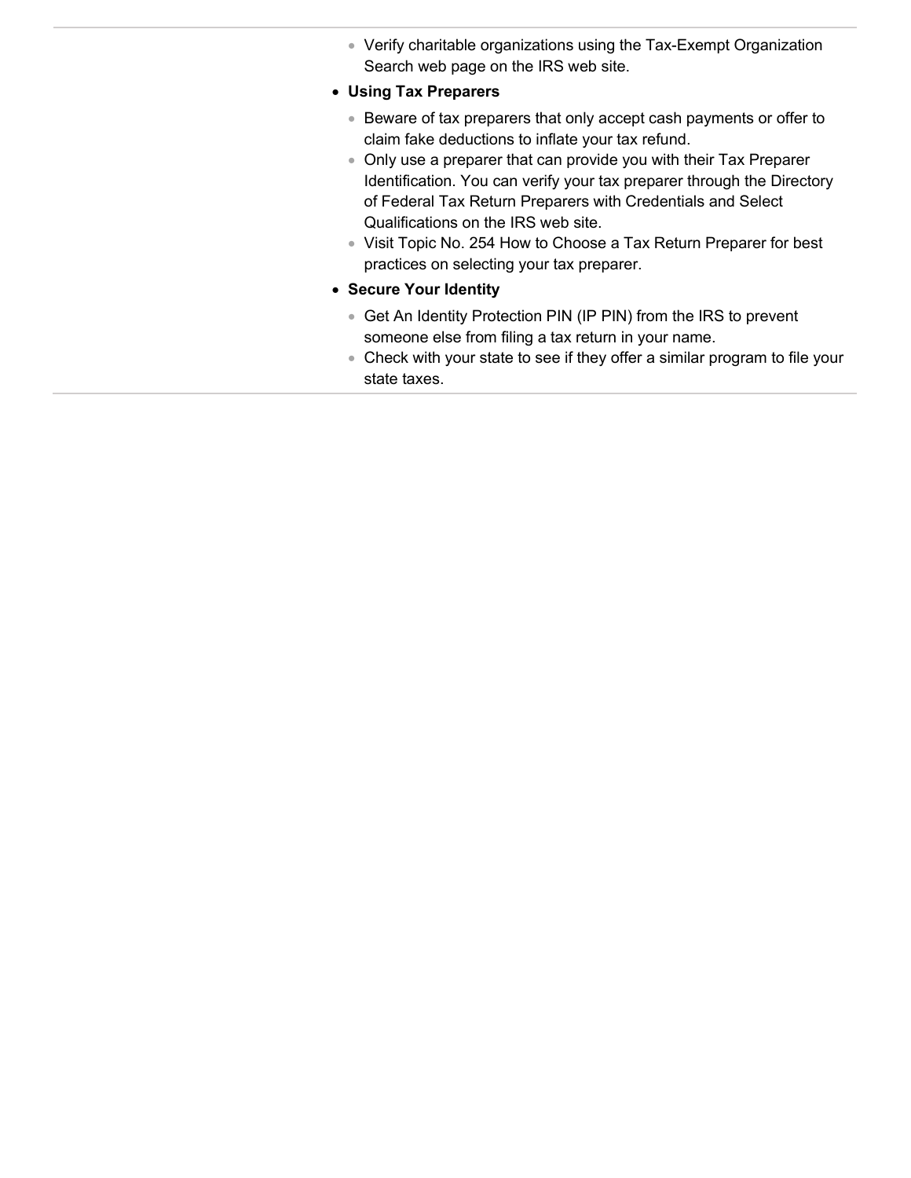- Verify charitable organizations using the Tax-Exempt Organization Search web page on the IRS web site.
- **Using Tax Preparers**
  - Beware of tax preparers that only accept cash payments or offer to claim fake deductions to inflate your tax refund.
  - Only use a preparer that can provide you with their Tax Preparer Identification. You can verify your tax preparer through the Directory of Federal Tax Return Preparers with Credentials and Select Qualifications on the IRS web site.
  - Visit Topic No. 254 How to Choose a Tax Return Preparer for best practices on selecting your tax preparer.
- **Secure Your Identity**
  - Get An Identity Protection PIN (IP PIN) from the IRS to prevent someone else from filing a tax return in your name.
  - Check with your state to see if they offer a similar program to file your state taxes.